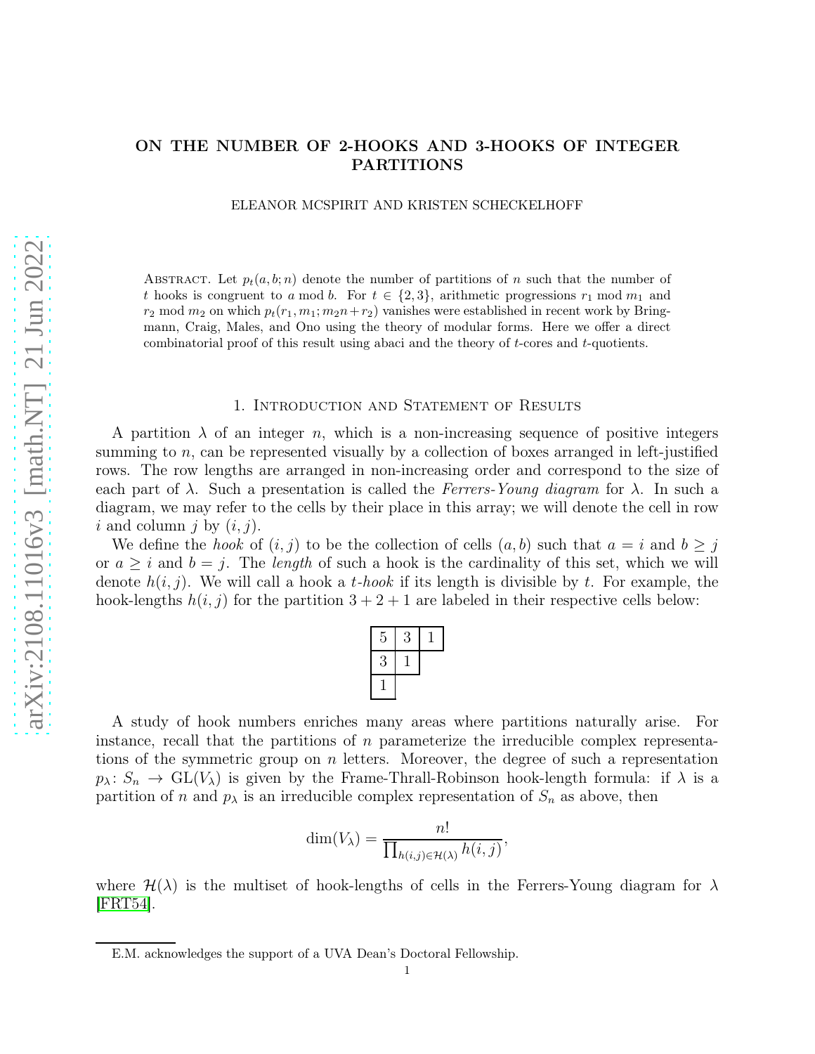# ON THE NUMBER OF 2-HOOKS AND 3-HOOKS OF INTEGER PARTITIONS

ELEANOR MCSPIRIT AND KRISTEN SCHECKELHOFF

Abstract. Let $p_t(a, b; n)$ denote the number of partitions of $n$ such that the number of $t$ hooks is congruent to $a \bmod b$. For $t \in \{2, 3\}$, arithmetic progressions $r_1 \bmod m_1$ and $r_2 \bmod m_2$ on which $p_t(r_1, m_1; m_2n + r_2)$ vanishes were established in recent work by Bringmann, Craig, Males, and Ono using the theory of modular forms. Here we offer a direct combinatorial proof of this result using abaci and the theory of $t$-cores and $t$-quotients.

## 1. Introduction and Statement of Results

A partition $\lambda$ of an integer $n$, which is a non-increasing sequence of positive integers summing to $n$, can be represented visually by a collection of boxes arranged in left-justified rows. The row lengths are arranged in non-increasing order and correspond to the size of each part of $\lambda$. Such a presentation is called the *Ferrers-Young diagram* for $\lambda$. In such a diagram, we may refer to the cells by their place in this array; we will denote the cell in row $i$ and column $j$ by $(i, j)$.

We define the *hook* of $(i, j)$ to be the collection of cells $(a, b)$ such that $a = i$ and $b \geq j$ or $a \geq i$ and $b = j$. The *length* of such a hook is the cardinality of this set, which we will denote $h(i, j)$. We will call a hook a *t-hook* if its length is divisible by $t$. For example, the hook-lengths $h(i, j)$ for the partition $3 + 2 + 1$ are labeled in their respective cells below:

| 5 | 3 | 1 |
|---|---|---|
| 3 | 1 | |
| 1 | | |

A study of hook numbers enriches many areas where partitions naturally arise. For instance, recall that the partitions of $n$ parameterize the irreducible complex representations of the symmetric group on $n$ letters. Moreover, the degree of such a representation $p_\lambda \colon S_n \to \mathrm{GL}(V_\lambda)$ is given by the Frame-Thrall-Robinson hook-length formula: if $\lambda$ is a partition of $n$ and $p_\lambda$ is an irreducible complex representation of $S_n$ as above, then

$$\dim(V_\lambda) = \frac{n!}{\prod_{h(i,j) \in \mathcal{H}(\lambda)} h(i, j)},$$

where $\mathcal{H}(\lambda)$ is the multiset of hook-lengths of cells in the Ferrers-Young diagram for $\lambda$ [FRT54].

E.M. acknowledges the support of a UVA Dean's Doctoral Fellowship.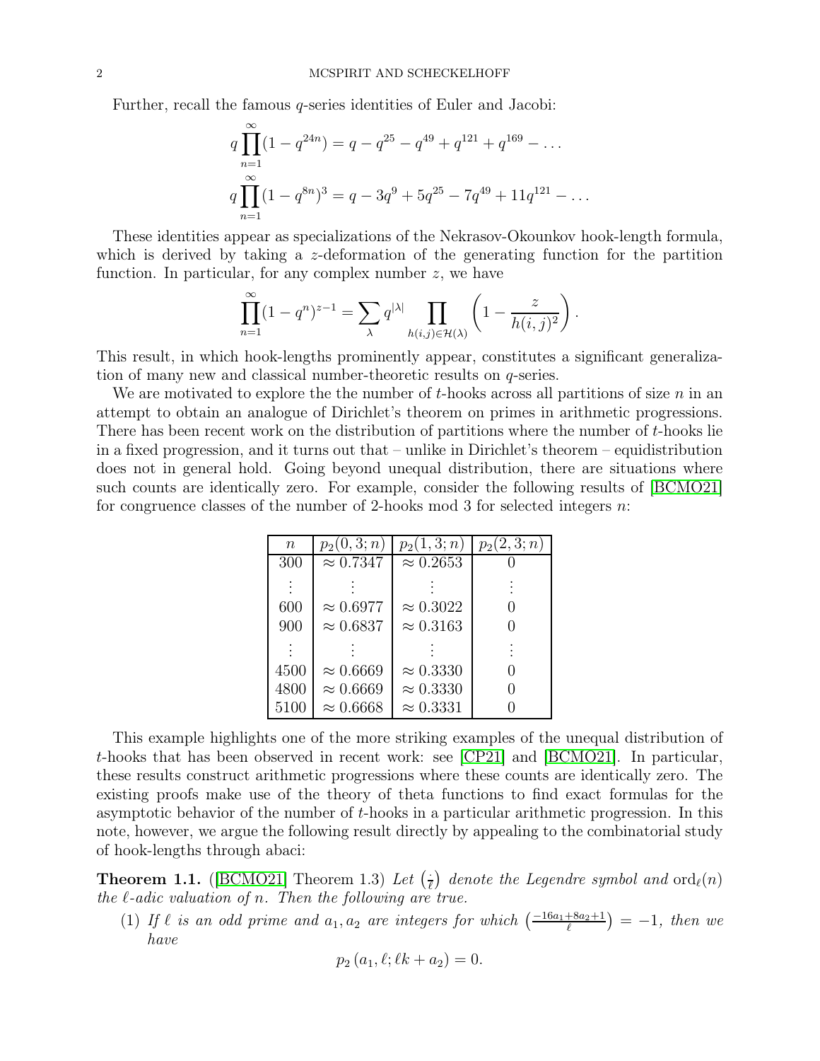Further, recall the famous $q$-series identities of Euler and Jacobi:

$$q\prod_{n=1}^{\infty}(1-q^{24n}) = q - q^{25} - q^{49} + q^{121} + q^{169} - \dots$$

$$q\prod_{n=1}^{\infty}(1-q^{8n})^3 = q - 3q^{9} + 5q^{25} - 7q^{49} + 11q^{121} - \dots$$

These identities appear as specializations of the Nekrasov-Okounkov hook-length formula, which is derived by taking a $z$-deformation of the generating function for the partition function. In particular, for any complex number $z$, we have

$$\prod_{n=1}^{\infty}(1-q^n)^{z-1} = \sum_{\lambda} q^{|\lambda|} \prod_{h(i,j)\in\mathcal{H}(\lambda)} \left(1 - \frac{z}{h(i,j)^2}\right).$$

This result, in which hook-lengths prominently appear, constitutes a significant generalization of many new and classical number-theoretic results on $q$-series.

We are motivated to explore the the number of $t$-hooks across all partitions of size $n$ in an attempt to obtain an analogue of Dirichlet's theorem on primes in arithmetic progressions. There has been recent work on the distribution of partitions where the number of $t$-hooks lie in a fixed progression, and it turns out that – unlike in Dirichlet's theorem – equidistribution does not in general hold. Going beyond unequal distribution, there are situations where such counts are identically zero. For example, consider the following results of [BCMO21] for congruence classes of the number of 2-hooks mod 3 for selected integers $n$:

| $n$ | $p_2(0,3;n)$ | $p_2(1,3;n)$ | $p_2(2,3;n)$ |
|---|---|---|---|
| 300 | $\approx 0.7347$ | $\approx 0.2653$ | 0 |
| $\vdots$ | $\vdots$ | $\vdots$ | $\vdots$ |
| 600 | $\approx 0.6977$ | $\approx 0.3022$ | 0 |
| 900 | $\approx 0.6837$ | $\approx 0.3163$ | 0 |
| $\vdots$ | $\vdots$ | $\vdots$ | $\vdots$ |
| 4500 | $\approx 0.6669$ | $\approx 0.3330$ | 0 |
| 4800 | $\approx 0.6669$ | $\approx 0.3330$ | 0 |
| 5100 | $\approx 0.6668$ | $\approx 0.3331$ | 0 |

This example highlights one of the more striking examples of the unequal distribution of $t$-hooks that has been observed in recent work: see [CP21] and [BCMO21]. In particular, these results construct arithmetic progressions where these counts are identically zero. The existing proofs make use of the theory of theta functions to find exact formulas for the asymptotic behavior of the number of $t$-hooks in a particular arithmetic progression. In this note, however, we argue the following result directly by appealing to the combinatorial study of hook-lengths through abaci:

**Theorem 1.1.** ([BCMO21] Theorem 1.3) *Let $\left(\frac{\cdot}{\ell}\right)$ denote the Legendre symbol and $\mathrm{ord}_\ell(n)$ the $\ell$-adic valuation of $n$. Then the following are true.*

(1) *If $\ell$ is an odd prime and $a_1, a_2$ are integers for which $\left(\frac{-16a_1+8a_2+1}{\ell}\right) = -1$, then we have*

$$p_2(a_1, \ell; \ell k + a_2) = 0.$$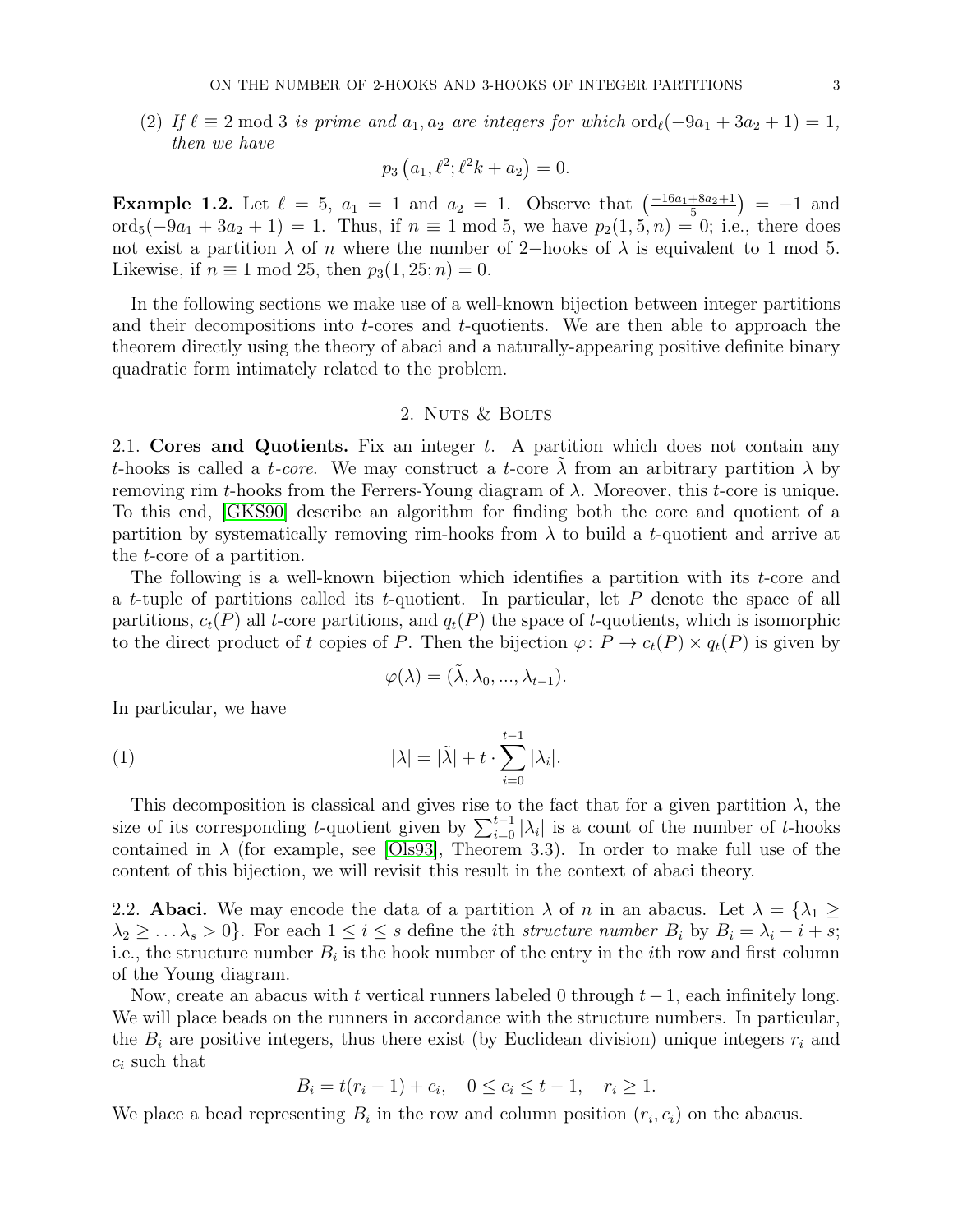(2) *If $\ell \equiv 2 \bmod 3$ is prime and $a_1, a_2$ are integers for which $\operatorname{ord}_\ell(-9a_1 + 3a_2 + 1) = 1$, then we have*

$$p_3\left(a_1, \ell^2; \ell^2 k + a_2\right) = 0.$$

**Example 1.2.** Let $\ell = 5$, $a_1 = 1$ and $a_2 = 1$. Observe that $\left(\frac{-16a_1+8a_2+1}{5}\right) = -1$ and $\operatorname{ord}_5(-9a_1 + 3a_2 + 1) = 1$. Thus, if $n \equiv 1 \bmod 5$, we have $p_2(1, 5, n) = 0$; i.e., there does not exist a partition $\lambda$ of $n$ where the number of $2-$hooks of $\lambda$ is equivalent to 1 mod 5. Likewise, if $n \equiv 1 \bmod 25$, then $p_3(1, 25; n) = 0$.

In the following sections we make use of a well-known bijection between integer partitions and their decompositions into $t$-cores and $t$-quotients. We are then able to approach the theorem directly using the theory of abaci and a naturally-appearing positive definite binary quadratic form intimately related to the problem.

## 2. Nuts & Bolts

**2.1. Cores and Quotients.** Fix an integer $t$. A partition which does not contain any $t$-hooks is called a *$t$-core*. We may construct a $t$-core $\tilde{\lambda}$ from an arbitrary partition $\lambda$ by removing rim $t$-hooks from the Ferrers-Young diagram of $\lambda$. Moreover, this $t$-core is unique. To this end, [GKS90] describe an algorithm for finding both the core and quotient of a partition by systematically removing rim-hooks from $\lambda$ to build a $t$-quotient and arrive at the $t$-core of a partition.

The following is a well-known bijection which identifies a partition with its $t$-core and a $t$-tuple of partitions called its $t$-quotient. In particular, let $P$ denote the space of all partitions, $c_t(P)$ all $t$-core partitions, and $q_t(P)$ the space of $t$-quotients, which is isomorphic to the direct product of $t$ copies of $P$. Then the bijection $\varphi \colon P \to c_t(P) \times q_t(P)$ is given by

$$\varphi(\lambda) = (\tilde{\lambda}, \lambda_0, ..., \lambda_{t-1}).$$

In particular, we have

$$|\lambda| = |\tilde{\lambda}| + t \cdot \sum_{i=0}^{t-1} |\lambda_i|. \tag{1}$$

This decomposition is classical and gives rise to the fact that for a given partition $\lambda$, the size of its corresponding $t$-quotient given by $\sum_{i=0}^{t-1} |\lambda_i|$ is a count of the number of $t$-hooks contained in $\lambda$ (for example, see [Ols93], Theorem 3.3). In order to make full use of the content of this bijection, we will revisit this result in the context of abaci theory.

**2.2. Abaci.** We may encode the data of a partition $\lambda$ of $n$ in an abacus. Let $\lambda = \{\lambda_1 \geq \lambda_2 \geq \ldots \lambda_s > 0\}$. For each $1 \leq i \leq s$ define the $i$th *structure number* $B_i$ by $B_i = \lambda_i - i + s$; i.e., the structure number $B_i$ is the hook number of the entry in the $i$th row and first column of the Young diagram.

Now, create an abacus with $t$ vertical runners labeled 0 through $t - 1$, each infinitely long. We will place beads on the runners in accordance with the structure numbers. In particular, the $B_i$ are positive integers, thus there exist (by Euclidean division) unique integers $r_i$ and $c_i$ such that

$$B_i = t(r_i - 1) + c_i, \quad 0 \leq c_i \leq t - 1, \quad r_i \geq 1.$$

We place a bead representing $B_i$ in the row and column position $(r_i, c_i)$ on the abacus.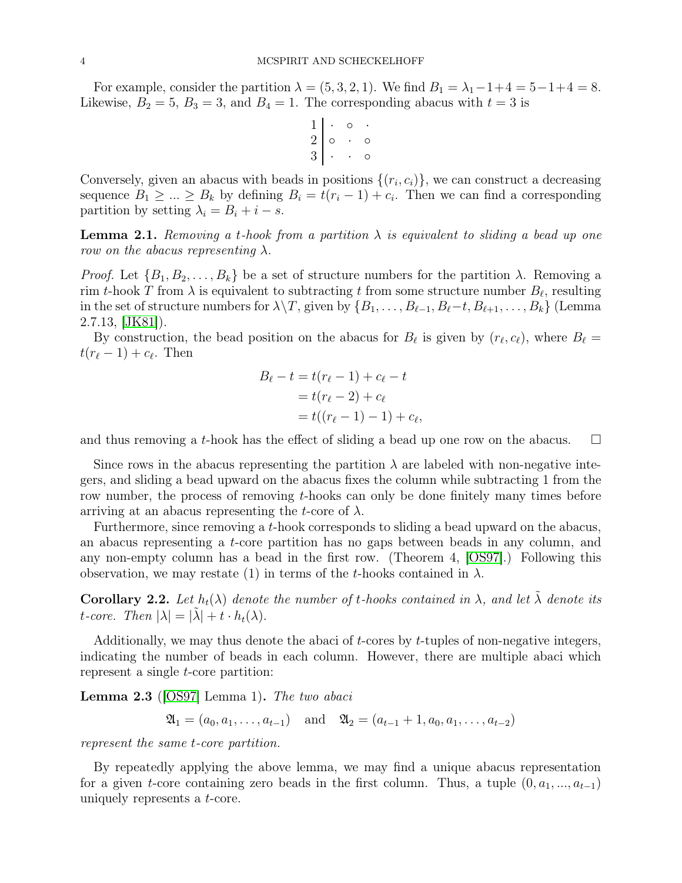For example, consider the partition $\lambda = (5, 3, 2, 1)$. We find $B_1 = \lambda_1 - 1 + 4 = 5 - 1 + 4 = 8$. Likewise, $B_2 = 5$, $B_3 = 3$, and $B_4 = 1$. The corresponding abacus with $t = 3$ is

$$\begin{array}{c|ccc} 1 & \cdot & \circ & \cdot \\ 2 & \circ & \cdot & \circ \\ 3 & \cdot & \cdot & \circ \end{array}$$

Conversely, given an abacus with beads in positions $\{(r_i, c_i)\}$, we can construct a decreasing sequence $B_1 \geq ... \geq B_k$ by defining $B_i = t(r_i - 1) + c_i$. Then we can find a corresponding partition by setting $\lambda_i = B_i + i - s$.

**Lemma 2.1.** *Removing a $t$-hook from a partition $\lambda$ is equivalent to sliding a bead up one row on the abacus representing $\lambda$.*

*Proof.* Let $\{B_1, B_2, \ldots, B_k\}$ be a set of structure numbers for the partition $\lambda$. Removing a rim $t$-hook $T$ from $\lambda$ is equivalent to subtracting $t$ from some structure number $B_\ell$, resulting in the set of structure numbers for $\lambda \backslash T$, given by $\{B_1, \ldots, B_{\ell-1}, B_\ell - t, B_{\ell+1}, \ldots, B_k\}$ (Lemma 2.7.13, [JK81]).

By construction, the bead position on the abacus for $B_\ell$ is given by $(r_\ell, c_\ell)$, where $B_\ell = t(r_\ell - 1) + c_\ell$. Then

$$\begin{aligned} B_\ell - t &= t(r_\ell - 1) + c_\ell - t \\ &= t(r_\ell - 2) + c_\ell \\ &= t((r_\ell - 1) - 1) + c_\ell, \end{aligned}$$

and thus removing a $t$-hook has the effect of sliding a bead up one row on the abacus. $\square$

Since rows in the abacus representing the partition $\lambda$ are labeled with non-negative integers, and sliding a bead upward on the abacus fixes the column while subtracting 1 from the row number, the process of removing $t$-hooks can only be done finitely many times before arriving at an abacus representing the $t$-core of $\lambda$.

Furthermore, since removing a $t$-hook corresponds to sliding a bead upward on the abacus, an abacus representing a $t$-core partition has no gaps between beads in any column, and any non-empty column has a bead in the first row. (Theorem 4, [OS97].) Following this observation, we may restate (1) in terms of the $t$-hooks contained in $\lambda$.

**Corollary 2.2.** *Let $h_t(\lambda)$ denote the number of $t$-hooks contained in $\lambda$, and let $\tilde{\lambda}$ denote its $t$-core. Then $|\lambda| = |\tilde{\lambda}| + t \cdot h_t(\lambda)$.*

Additionally, we may thus denote the abaci of $t$-cores by $t$-tuples of non-negative integers, indicating the number of beads in each column. However, there are multiple abaci which represent a single $t$-core partition:

**Lemma 2.3** ([OS97] Lemma 1)**.** *The two abaci*

$$\mathfrak{A}_1 = (a_0, a_1, \ldots, a_{t-1}) \quad \text{and} \quad \mathfrak{A}_2 = (a_{t-1} + 1, a_0, a_1, \ldots, a_{t-2})$$

*represent the same $t$-core partition.*

By repeatedly applying the above lemma, we may find a unique abacus representation for a given $t$-core containing zero beads in the first column. Thus, a tuple $(0, a_1, ..., a_{t-1})$ uniquely represents a $t$-core.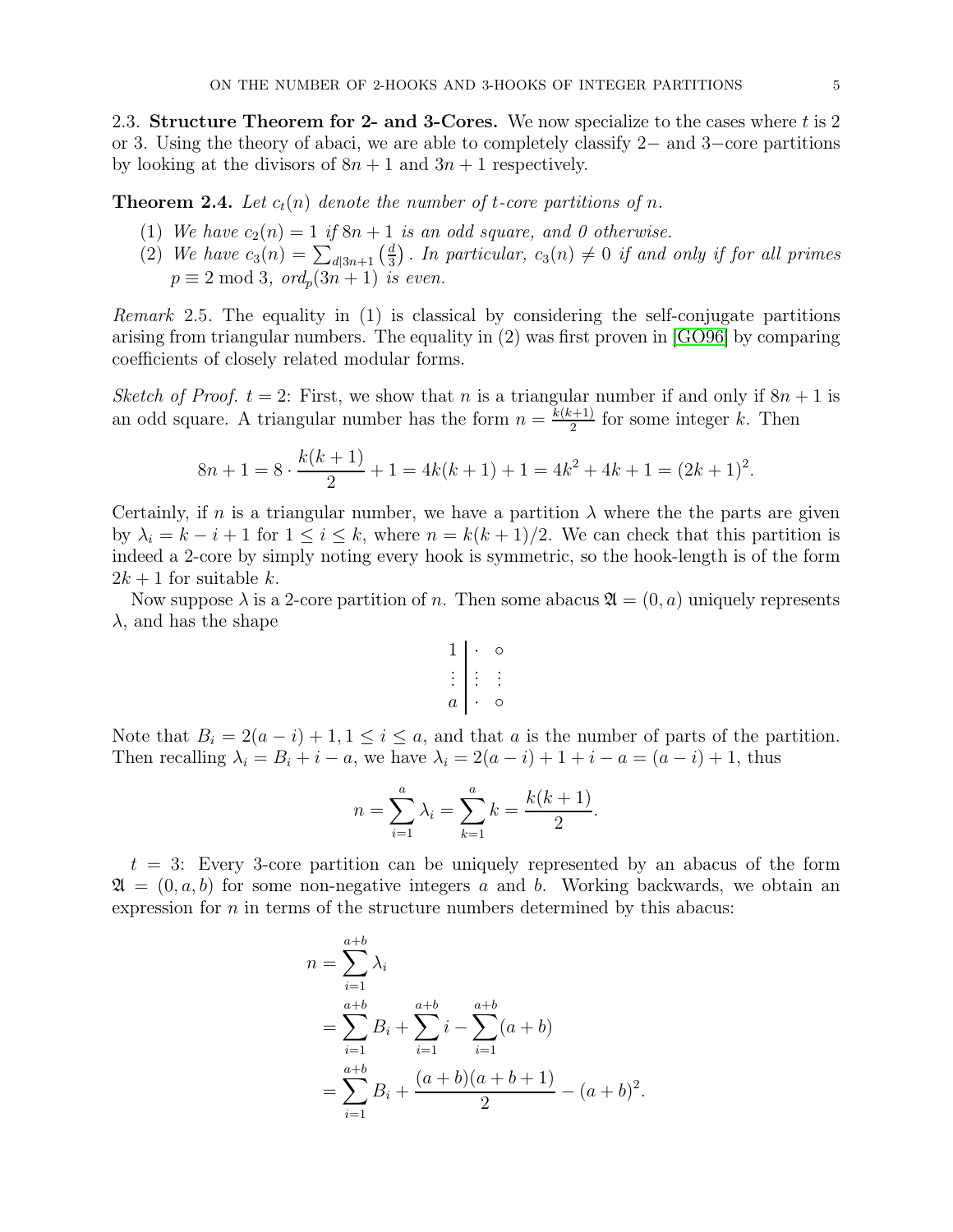2.3. **Structure Theorem for 2- and 3-Cores.** We now specialize to the cases where $t$ is 2 or 3. Using the theory of abaci, we are able to completely classify 2− and 3−core partitions by looking at the divisors of $8n+1$ and $3n+1$ respectively.

**Theorem 2.4.** *Let $c_t(n)$ denote the number of $t$-core partitions of $n$.*

1. *We have $c_2(n) = 1$ if $8n+1$ is an odd square, and 0 otherwise.*
2. *We have $c_3(n) = \sum_{d|3n+1} \left(\frac{d}{3}\right)$. In particular, $c_3(n) \neq 0$ if and only if for all primes $p \equiv 2 \bmod 3$, $ord_p(3n+1)$ is even.*

*Remark* 2.5. The equality in (1) is classical by considering the self-conjugate partitions arising from triangular numbers. The equality in (2) was first proven in [GO96] by comparing coefficients of closely related modular forms.

*Sketch of Proof.* $t = 2$: First, we show that $n$ is a triangular number if and only if $8n+1$ is an odd square. A triangular number has the form $n = \frac{k(k+1)}{2}$ for some integer $k$. Then

$$8n + 1 = 8 \cdot \frac{k(k+1)}{2} + 1 = 4k(k+1) + 1 = 4k^2 + 4k + 1 = (2k+1)^2.$$

Certainly, if $n$ is a triangular number, we have a partition $\lambda$ where the the parts are given by $\lambda_i = k - i + 1$ for $1 \leq i \leq k$, where $n = k(k+1)/2$. We can check that this partition is indeed a 2-core by simply noting every hook is symmetric, so the hook-length is of the form $2k+1$ for suitable $k$.

Now suppose $\lambda$ is a 2-core partition of $n$. Then some abacus $\mathfrak{A} = (0, a)$ uniquely represents $\lambda$, and has the shape

$$\begin{array}{c|cc} 1 & \cdot & \circ \\ \vdots & \vdots & \vdots \\ a & \cdot & \circ \end{array}$$

Note that $B_i = 2(a-i)+1, 1 \leq i \leq a$, and that $a$ is the number of parts of the partition. Then recalling $\lambda_i = B_i + i - a$, we have $\lambda_i = 2(a-i) + 1 + i - a = (a-i) + 1$, thus

$$n = \sum_{i=1}^{a} \lambda_i = \sum_{k=1}^{a} k = \frac{k(k+1)}{2}.$$

$t = 3$: Every 3-core partition can be uniquely represented by an abacus of the form $\mathfrak{A} = (0, a, b)$ for some non-negative integers $a$ and $b$. Working backwards, we obtain an expression for $n$ in terms of the structure numbers determined by this abacus:

$$\begin{aligned} n &= \sum_{i=1}^{a+b} \lambda_i \\ &= \sum_{i=1}^{a+b} B_i + \sum_{i=1}^{a+b} i - \sum_{i=1}^{a+b} (a+b) \\ &= \sum_{i=1}^{a+b} B_i + \frac{(a+b)(a+b+1)}{2} - (a+b)^2. \end{aligned}$$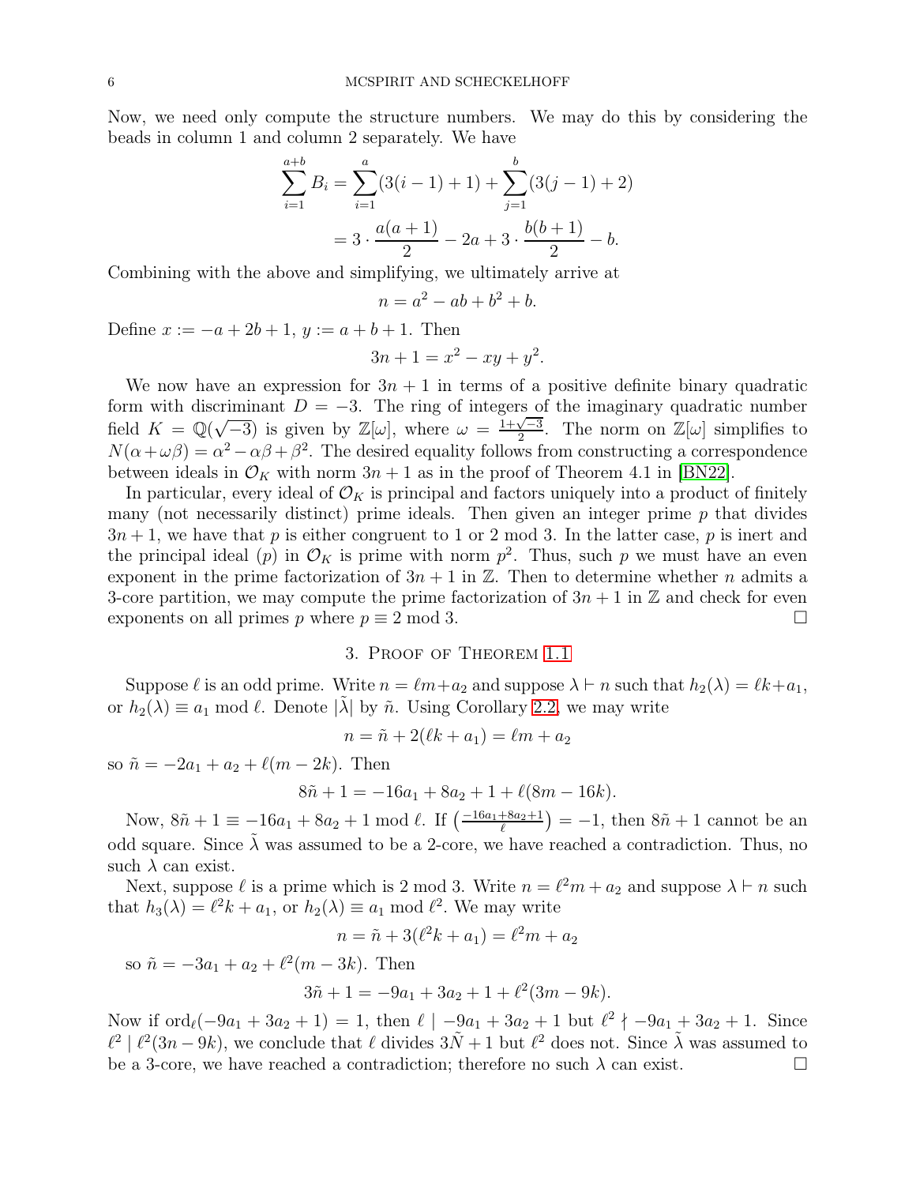Now, we need only compute the structure numbers. We may do this by considering the beads in column 1 and column 2 separately. We have

$$\sum_{i=1}^{a+b} B_i = \sum_{i=1}^{a}(3(i-1)+1) + \sum_{j=1}^{b}(3(j-1)+2)$$
$$= 3 \cdot \frac{a(a+1)}{2} - 2a + 3 \cdot \frac{b(b+1)}{2} - b.$$

Combining with the above and simplifying, we ultimately arrive at

$$n = a^2 - ab + b^2 + b.$$

Define $x := -a + 2b + 1$, $y := a + b + 1$. Then

$$3n + 1 = x^2 - xy + y^2.$$

We now have an expression for $3n+1$ in terms of a positive definite binary quadratic form with discriminant $D = -3$. The ring of integers of the imaginary quadratic number field $K = \mathbb{Q}(\sqrt{-3})$ is given by $\mathbb{Z}[\omega]$, where $\omega = \frac{1+\sqrt{-3}}{2}$. The norm on $\mathbb{Z}[\omega]$ simplifies to $N(\alpha + \omega\beta) = \alpha^2 - \alpha\beta + \beta^2$. The desired equality follows from constructing a correspondence between ideals in $\mathcal{O}_K$ with norm $3n+1$ as in the proof of Theorem 4.1 in [BN22].

In particular, every ideal of $\mathcal{O}_K$ is principal and factors uniquely into a product of finitely many (not necessarily distinct) prime ideals. Then given an integer prime $p$ that divides $3n+1$, we have that $p$ is either congruent to 1 or 2 mod 3. In the latter case, $p$ is inert and the principal ideal $(p)$ in $\mathcal{O}_K$ is prime with norm $p^2$. Thus, such $p$ we must have an even exponent in the prime factorization of $3n+1$ in $\mathbb{Z}$. Then to determine whether $n$ admits a 3-core partition, we may compute the prime factorization of $3n+1$ in $\mathbb{Z}$ and check for even exponents on all primes $p$ where $p \equiv 2 \bmod 3$. □

## 3. Proof of Theorem 1.1

Suppose $\ell$ is an odd prime. Write $n = \ell m + a_2$ and suppose $\lambda \vdash n$ such that $h_2(\lambda) = \ell k + a_1$, or $h_2(\lambda) \equiv a_1 \bmod \ell$. Denote $|\tilde{\lambda}|$ by $\tilde{n}$. Using Corollary 2.2, we may write

$$n = \tilde{n} + 2(\ell k + a_1) = \ell m + a_2$$

so $\tilde{n} = -2a_1 + a_2 + \ell(m - 2k)$. Then

$$8\tilde{n} + 1 = -16a_1 + 8a_2 + 1 + \ell(8m - 16k).$$

Now, $8\tilde{n} + 1 \equiv -16a_1 + 8a_2 + 1 \bmod \ell$. If $\left(\frac{-16a_1+8a_2+1}{\ell}\right) = -1$, then $8\tilde{n}+1$ cannot be an odd square. Since $\tilde{\lambda}$ was assumed to be a 2-core, we have reached a contradiction. Thus, no such $\lambda$ can exist.

Next, suppose $\ell$ is a prime which is 2 mod 3. Write $n = \ell^2 m + a_2$ and suppose $\lambda \vdash n$ such that $h_3(\lambda) = \ell^2 k + a_1$, or $h_2(\lambda) \equiv a_1 \bmod \ell^2$. We may write

$$n = \tilde{n} + 3(\ell^2 k + a_1) = \ell^2 m + a_2$$

so $\tilde{n} = -3a_1 + a_2 + \ell^2(m - 3k)$. Then

$$3\tilde{n} + 1 = -9a_1 + 3a_2 + 1 + \ell^2(3m - 9k).$$

Now if $\mathrm{ord}_\ell(-9a_1 + 3a_2 + 1) = 1$, then $\ell \mid -9a_1 + 3a_2 + 1$ but $\ell^2 \nmid -9a_1 + 3a_2 + 1$. Since $\ell^2 \mid \ell^2(3n - 9k)$, we conclude that $\ell$ divides $3\tilde{N} + 1$ but $\ell^2$ does not. Since $\tilde{\lambda}$ was assumed to be a 3-core, we have reached a contradiction; therefore no such $\lambda$ can exist. □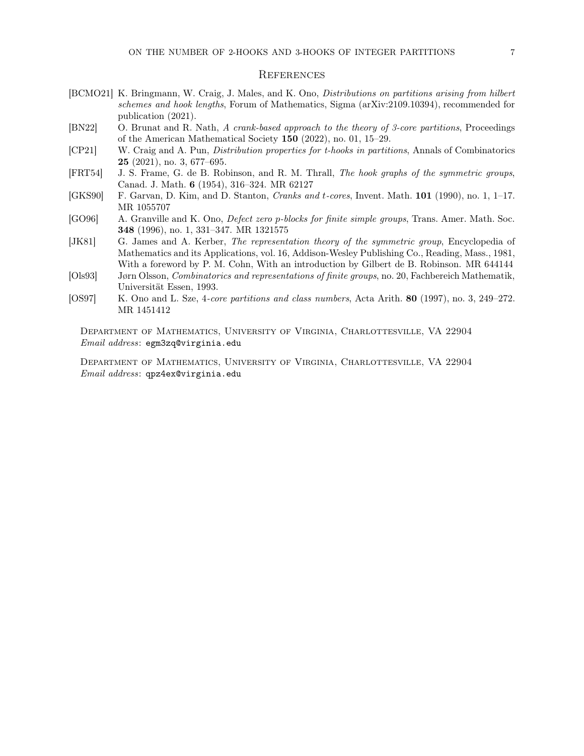## References

[BCMO21] K. Bringmann, W. Craig, J. Males, and K. Ono, *Distributions on partitions arising from hilbert schemes and hook lengths*, Forum of Mathematics, Sigma (arXiv:2109.10394), recommended for publication (2021).

[BN22] O. Brunat and R. Nath, *A crank-based approach to the theory of 3-core partitions*, Proceedings of the American Mathematical Society **150** (2022), no. 01, 15–29.

[CP21] W. Craig and A. Pun, *Distribution properties for t-hooks in partitions*, Annals of Combinatorics **25** (2021), no. 3, 677–695.

[FRT54] J. S. Frame, G. de B. Robinson, and R. M. Thrall, *The hook graphs of the symmetric groups*, Canad. J. Math. **6** (1954), 316–324. MR 62127

[GKS90] F. Garvan, D. Kim, and D. Stanton, *Cranks and t-cores*, Invent. Math. **101** (1990), no. 1, 1–17. MR 1055707

[GO96] A. Granville and K. Ono, *Defect zero p-blocks for finite simple groups*, Trans. Amer. Math. Soc. **348** (1996), no. 1, 331–347. MR 1321575

[JK81] G. James and A. Kerber, *The representation theory of the symmetric group*, Encyclopedia of Mathematics and its Applications, vol. 16, Addison-Wesley Publishing Co., Reading, Mass., 1981, With a foreword by P. M. Cohn, With an introduction by Gilbert de B. Robinson. MR 644144

[Ols93] Jørn Olsson, *Combinatorics and representations of finite groups*, no. 20, Fachbereich Mathematik, Universität Essen, 1993.

[OS97] K. Ono and L. Sze, *4-core partitions and class numbers*, Acta Arith. **80** (1997), no. 3, 249–272. MR 1451412

Department of Mathematics, University of Virginia, Charlottesville, VA 22904
*Email address*: egm3zq@virginia.edu

Department of Mathematics, University of Virginia, Charlottesville, VA 22904
*Email address*: qpz4ex@virginia.edu